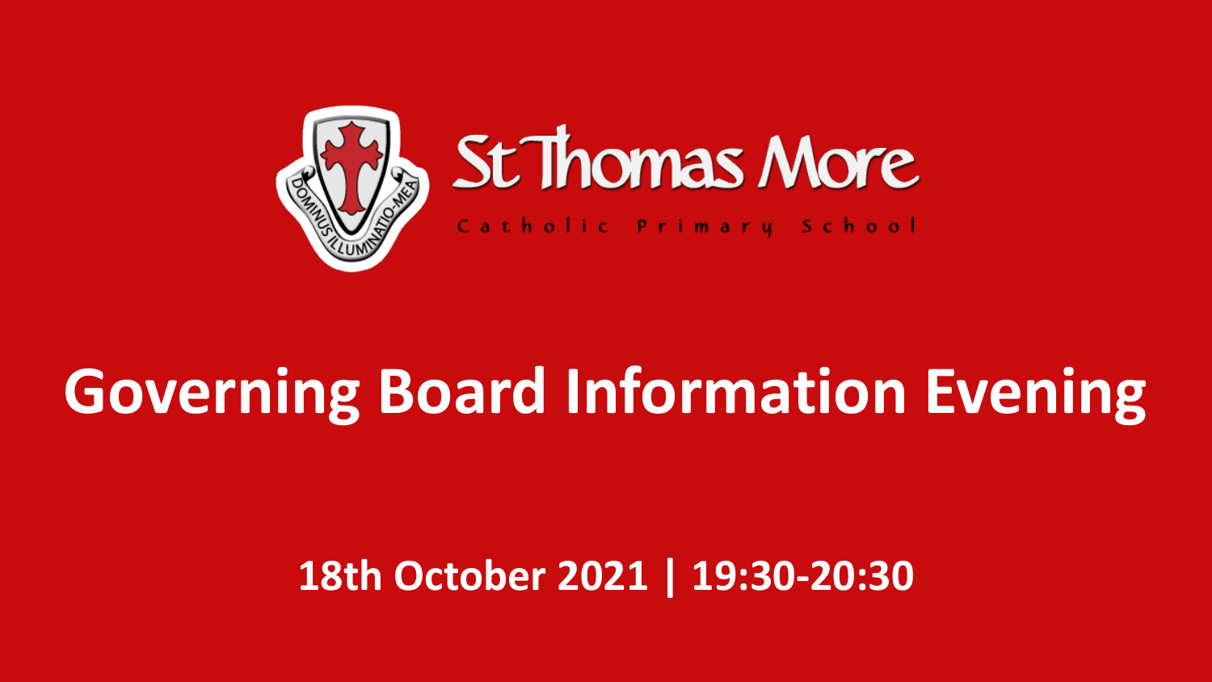St Thomas More

Catholic Primary School

# Governing Board Information Evening

**18th October 2021 | 19:30-20:30**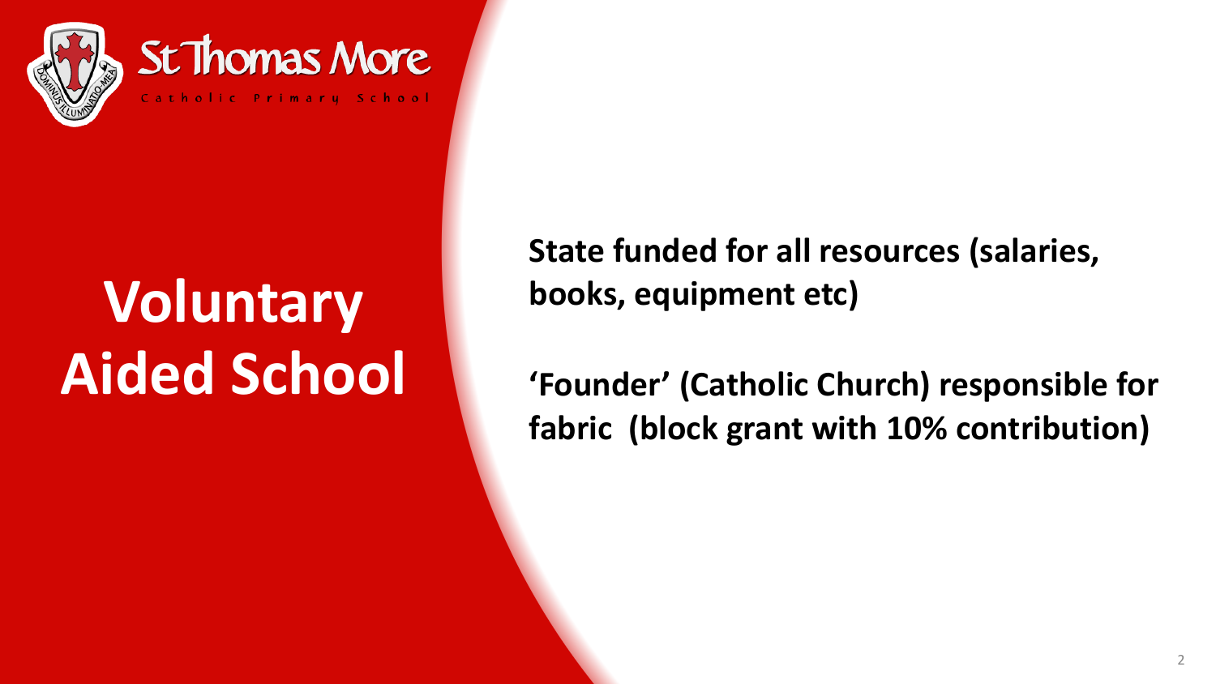St Thomas More

Catholic Primary School

# Voluntary Aided School

**State funded for all resources (salaries, books, equipment etc)**

**'Founder' (Catholic Church) responsible for fabric (block grant with 10% contribution)**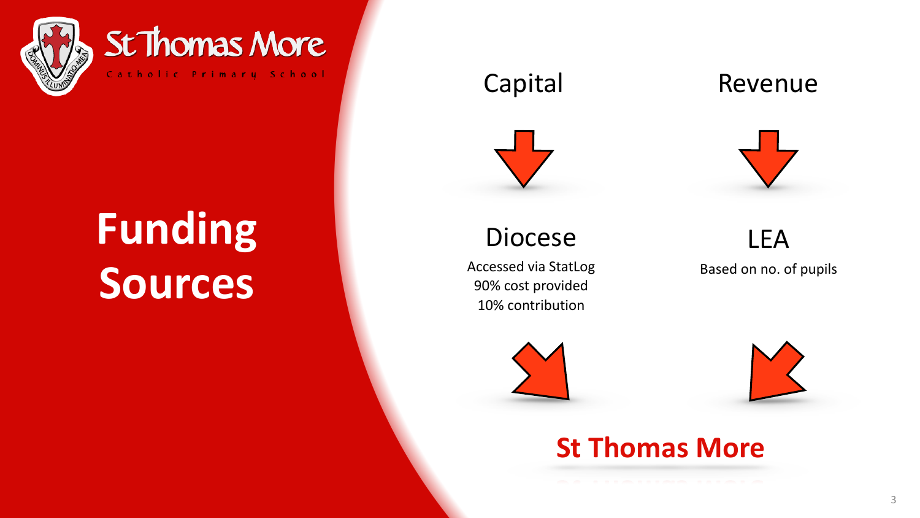St Thomas More

Catholic Primary School

# Funding Sources

## Capital

### Diocese

Accessed via StatLog
90% cost provided
10% contribution

## Revenue

### LEA

Based on no. of pupils

## St Thomas More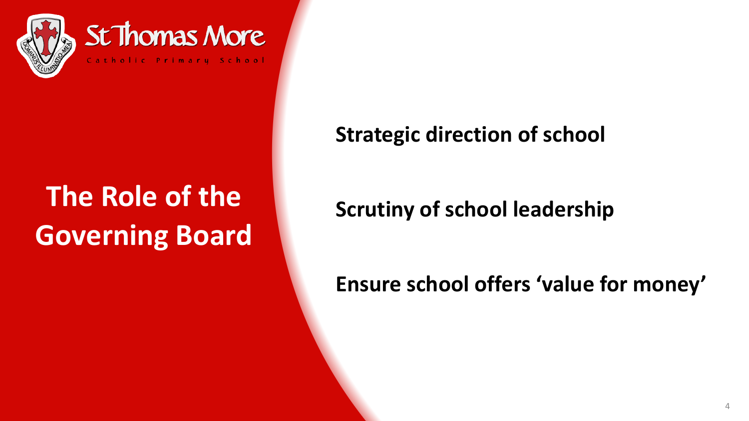St Thomas More

Catholic Primary School

# The Role of the Governing Board

**Strategic direction of school**

**Scrutiny of school leadership**

**Ensure school offers 'value for money'**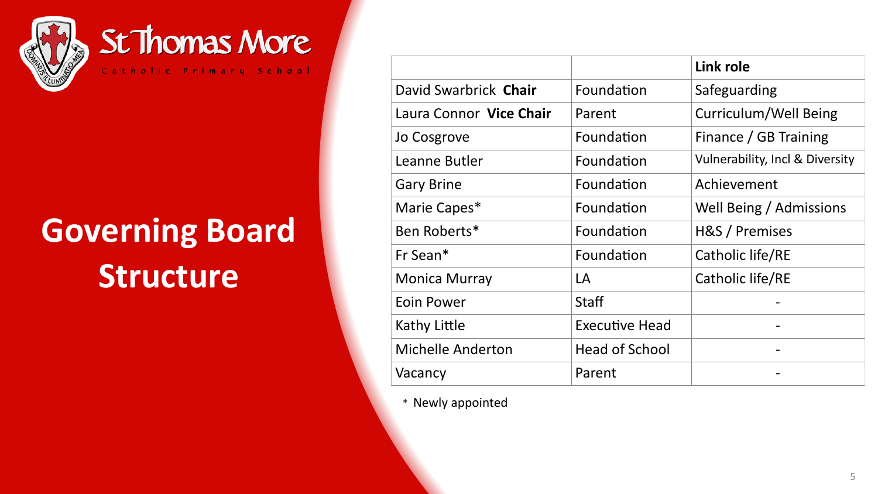St Thomas More

Catholic Primary School

# Governing Board Structure

| | | Link role |
|---|---|---|
| David Swarbrick **Chair** | Foundation | Safeguarding |
| Laura Connor **Vice Chair** | Parent | Curriculum/Well Being |
| Jo Cosgrove | Foundation | Finance / GB Training |
| Leanne Butler | Foundation | Vulnerability, Incl & Diversity |
| Gary Brine | Foundation | Achievement |
| Marie Capes* | Foundation | Well Being / Admissions |
| Ben Roberts* | Foundation | H&S / Premises |
| Fr Sean* | Foundation | Catholic life/RE |
| Monica Murray | LA | Catholic life/RE |
| Eoin Power | Staff | - |
| Kathy Little | Executive Head | - |
| Michelle Anderton | Head of School | - |
| Vacancy | Parent | - |

* Newly appointed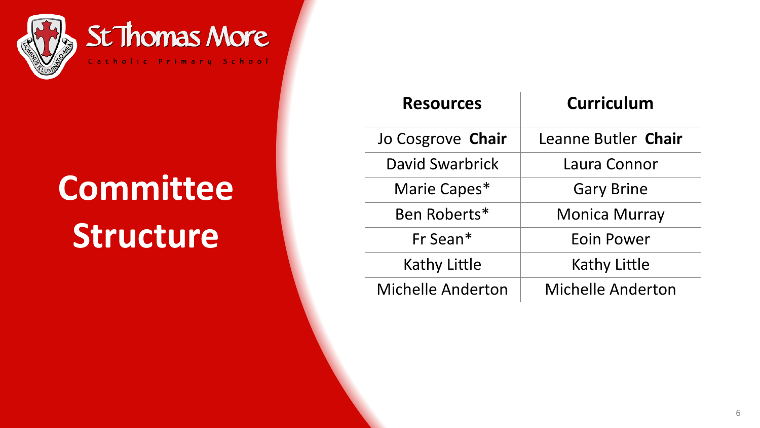St Thomas More

Catholic Primary School

# Committee Structure

| Resources | Curriculum |
| --- | --- |
| Jo Cosgrove **Chair** | Leanne Butler **Chair** |
| David Swarbrick | Laura Connor |
| Marie Capes* | Gary Brine |
| Ben Roberts* | Monica Murray |
| Fr Sean* | Eoin Power |
| Kathy Little | Kathy Little |
| Michelle Anderton | Michelle Anderton |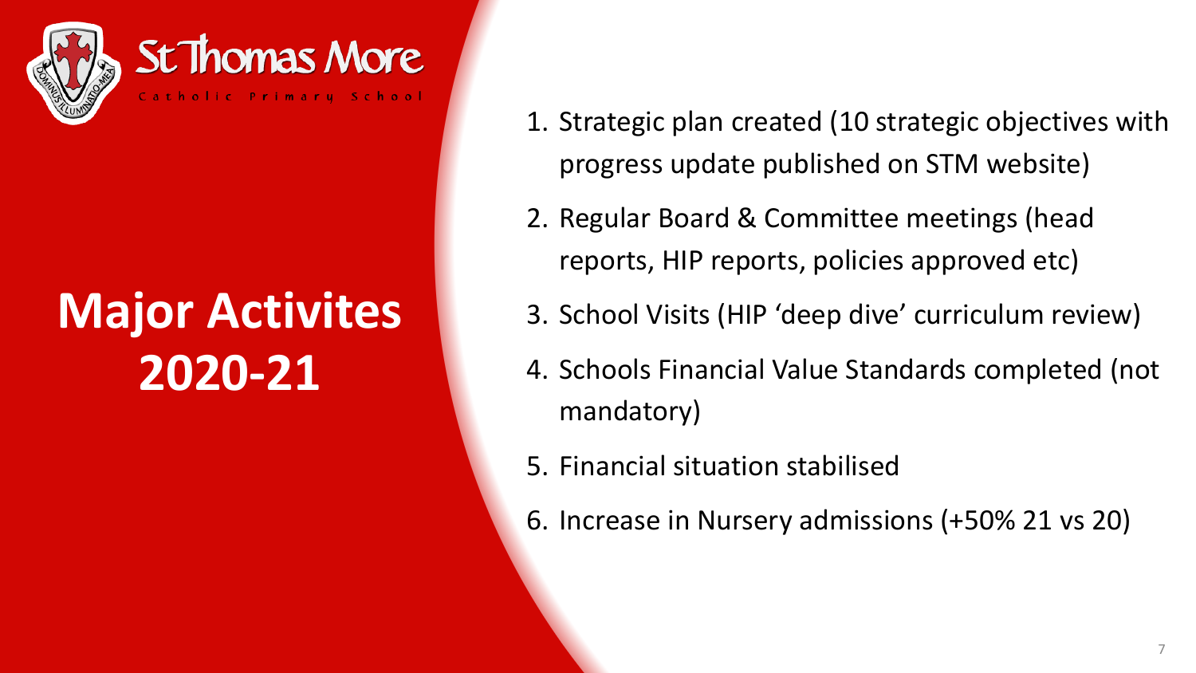St Thomas More

Catholic Primary School

# Major Activites 2020-21

1. Strategic plan created (10 strategic objectives with progress update published on STM website)
2. Regular Board & Committee meetings (head reports, HIP reports, policies approved etc)
3. School Visits (HIP 'deep dive' curriculum review)
4. Schools Financial Value Standards completed (not mandatory)
5. Financial situation stabilised
6. Increase in Nursery admissions (+50% 21 vs 20)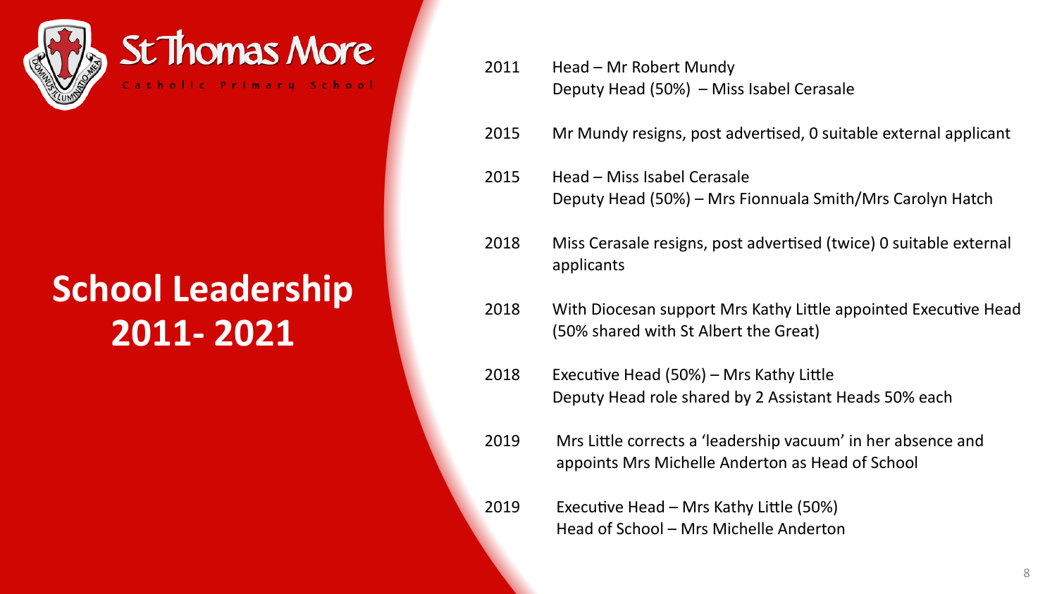St Thomas More

Catholic Primary School

# School Leadership 2011- 2021

| | |
|---|---|
| 2011 | Head – Mr Robert Mundy<br>Deputy Head (50%) – Miss Isabel Cerasale |
| 2015 | Mr Mundy resigns, post advertised, 0 suitable external applicant |
| 2015 | Head – Miss Isabel Cerasale<br>Deputy Head (50%) – Mrs Fionnuala Smith/Mrs Carolyn Hatch |
| 2018 | Miss Cerasale resigns, post advertised (twice) 0 suitable external applicants |
| 2018 | With Diocesan support Mrs Kathy Little appointed Executive Head (50% shared with St Albert the Great) |
| 2018 | Executive Head (50%) – Mrs Kathy Little<br>Deputy Head role shared by 2 Assistant Heads 50% each |
| 2019 | Mrs Little corrects a 'leadership vacuum' in her absence and appoints Mrs Michelle Anderton as Head of School |
| 2019 | Executive Head – Mrs Kathy Little (50%)<br>Head of School – Mrs Michelle Anderton |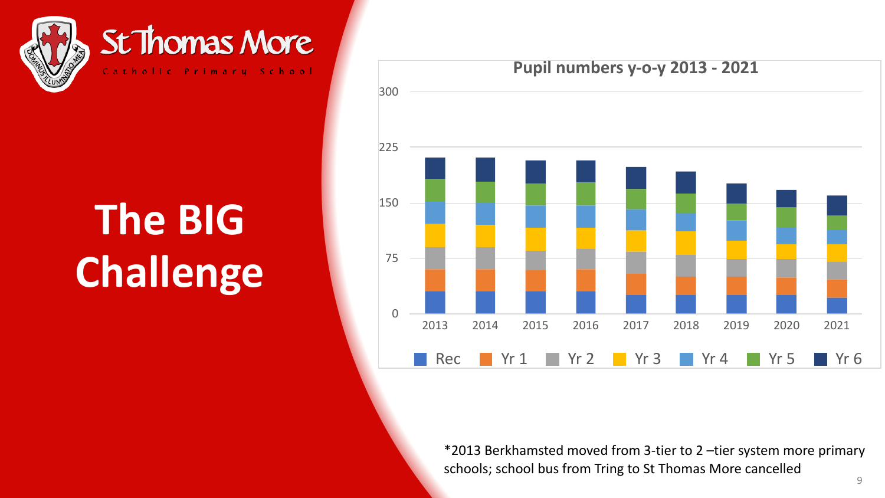St Thomas More

Catholic Primary School

# The BIG Challenge

**Pupil numbers y-o-y 2013 - 2021**

*2013 Berkhamsted moved from 3-tier to 2 –tier system more primary schools; school bus from Tring to St Thomas More cancelled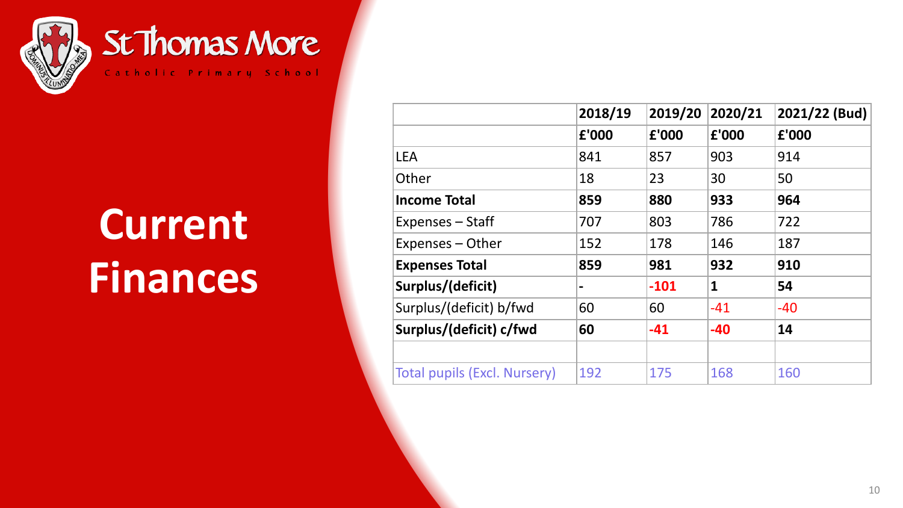St Thomas More

Catholic Primary School

# Current Finances

| | 2018/19 | 2019/20 | 2020/21 | 2021/22 (Bud) |
|---|---|---|---|---|
| | £'000 | £'000 | £'000 | £'000 |
| LEA | 841 | 857 | 903 | 914 |
| Other | 18 | 23 | 30 | 50 |
| **Income Total** | **859** | **880** | **933** | **964** |
| Expenses – Staff | 707 | 803 | 786 | 722 |
| Expenses – Other | 152 | 178 | 146 | 187 |
| **Expenses Total** | **859** | **981** | **932** | **910** |
| **Surplus/(deficit)** | **-** | **-101** | **1** | **54** |
| Surplus/(deficit) b/fwd | 60 | 60 | -41 | -40 |
| **Surplus/(deficit) c/fwd** | **60** | **-41** | **-40** | **14** |
| | | | | |
| Total pupils (Excl. Nursery) | 192 | 175 | 168 | 160 |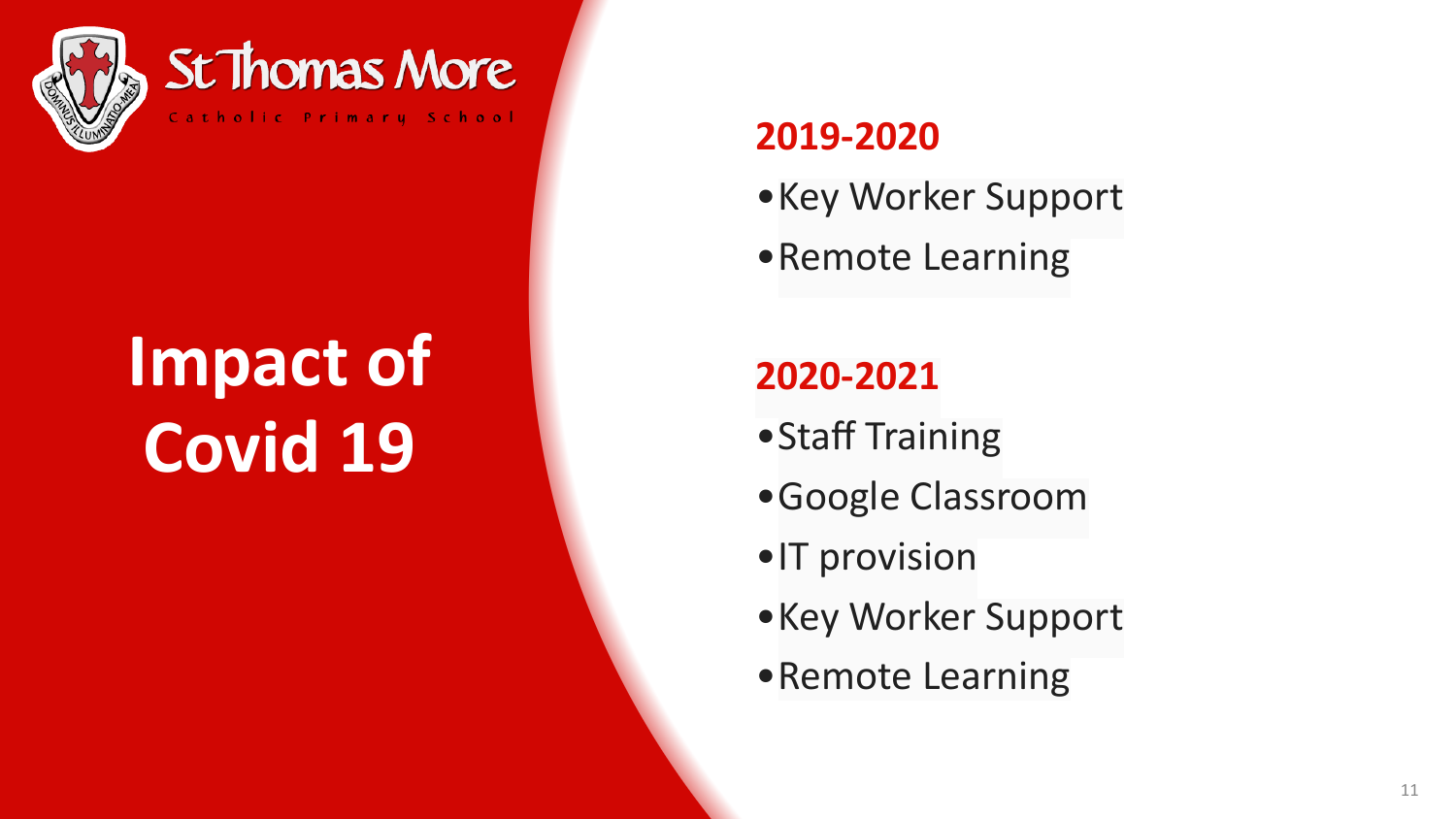St Thomas More

Catholic Primary School

# Impact of Covid 19

## 2019-2020

- Key Worker Support
- Remote Learning

## 2020-2021

- Staff Training
- Google Classroom
- IT provision
- Key Worker Support
- Remote Learning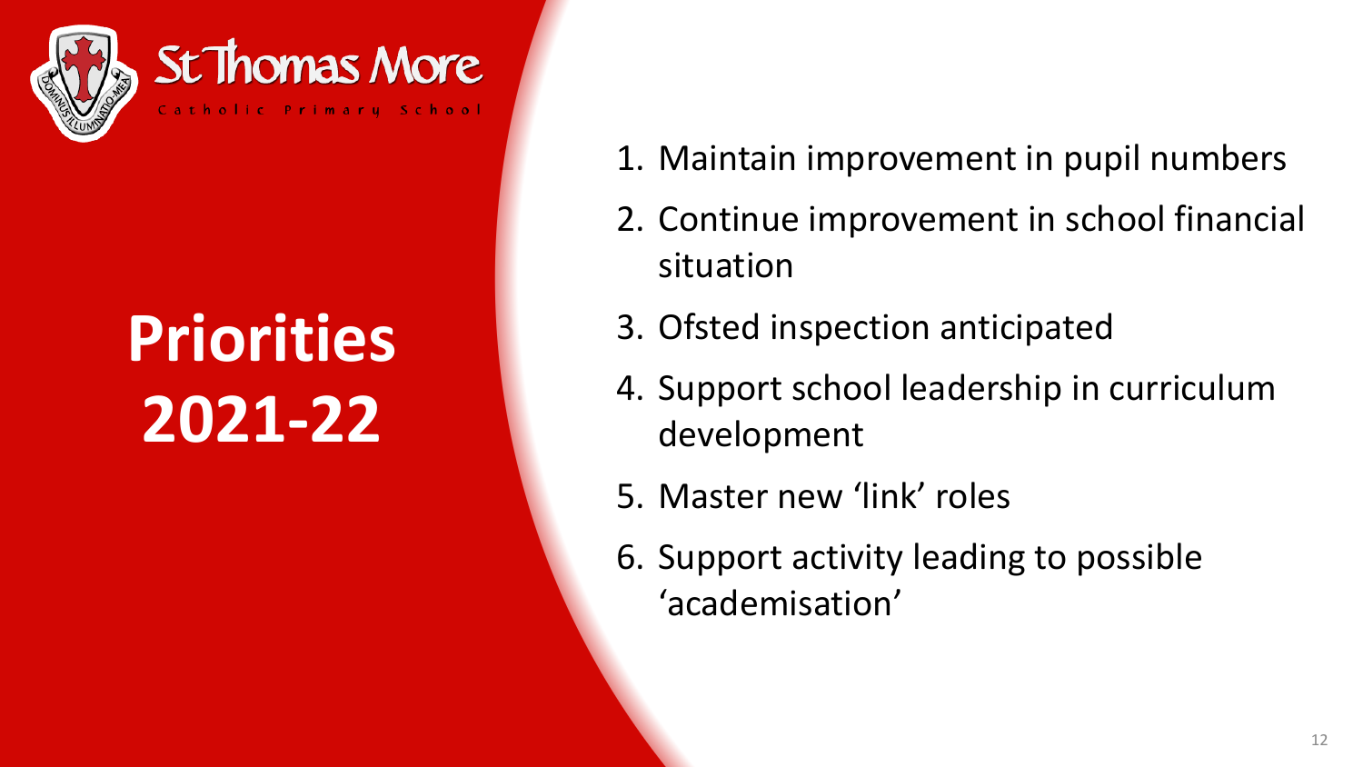St Thomas More

Catholic Primary School

# Priorities 2021-22

1. Maintain improvement in pupil numbers
2. Continue improvement in school financial situation
3. Ofsted inspection anticipated
4. Support school leadership in curriculum development
5. Master new 'link' roles
6. Support activity leading to possible 'academisation'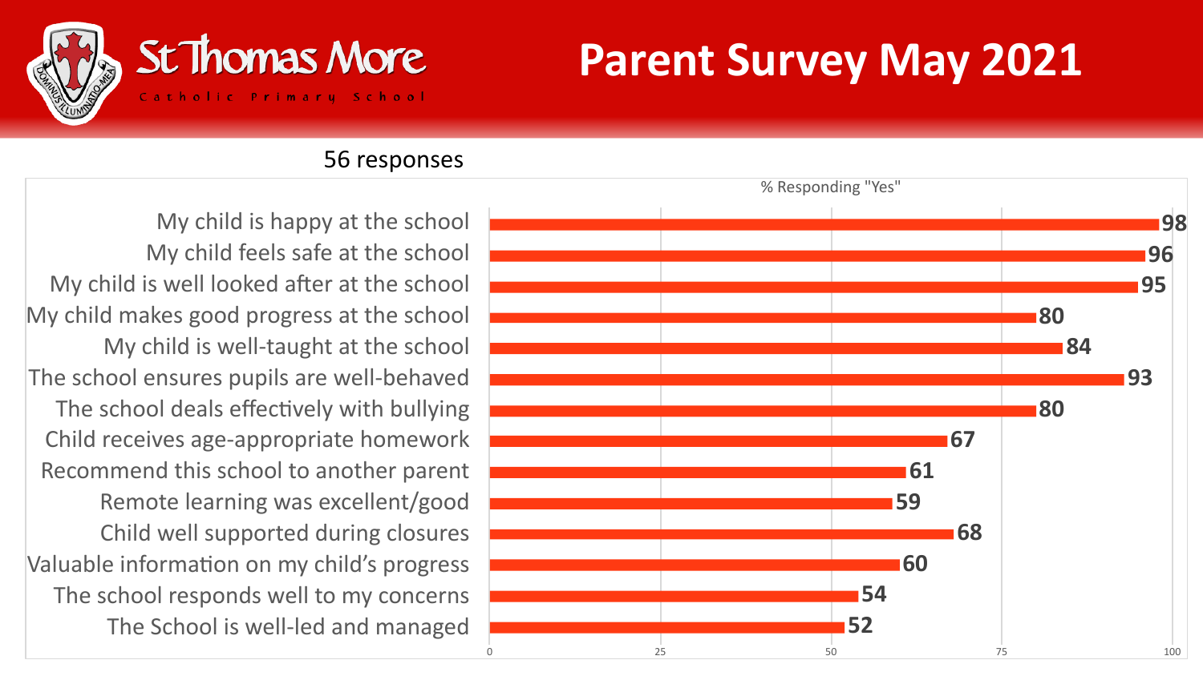St Thomas More

Catholic Primary School

# Parent Survey May 2021

56 responses

% Responding "Yes"

| Statement | % Responding "Yes" |
| --- | --- |
| My child is happy at the school | 98 |
| My child feels safe at the school | 96 |
| My child is well looked after at the school | 95 |
| My child makes good progress at the school | 80 |
| My child is well-taught at the school | 84 |
| The school ensures pupils are well-behaved | 93 |
| The school deals effectively with bullying | 80 |
| Child receives age-appropriate homework | 67 |
| Recommend this school to another parent | 61 |
| Remote learning was excellent/good | 59 |
| Child well supported during closures | 68 |
| Valuable information on my child's progress | 60 |
| The school responds well to my concerns | 54 |
| The School is well-led and managed | 52 |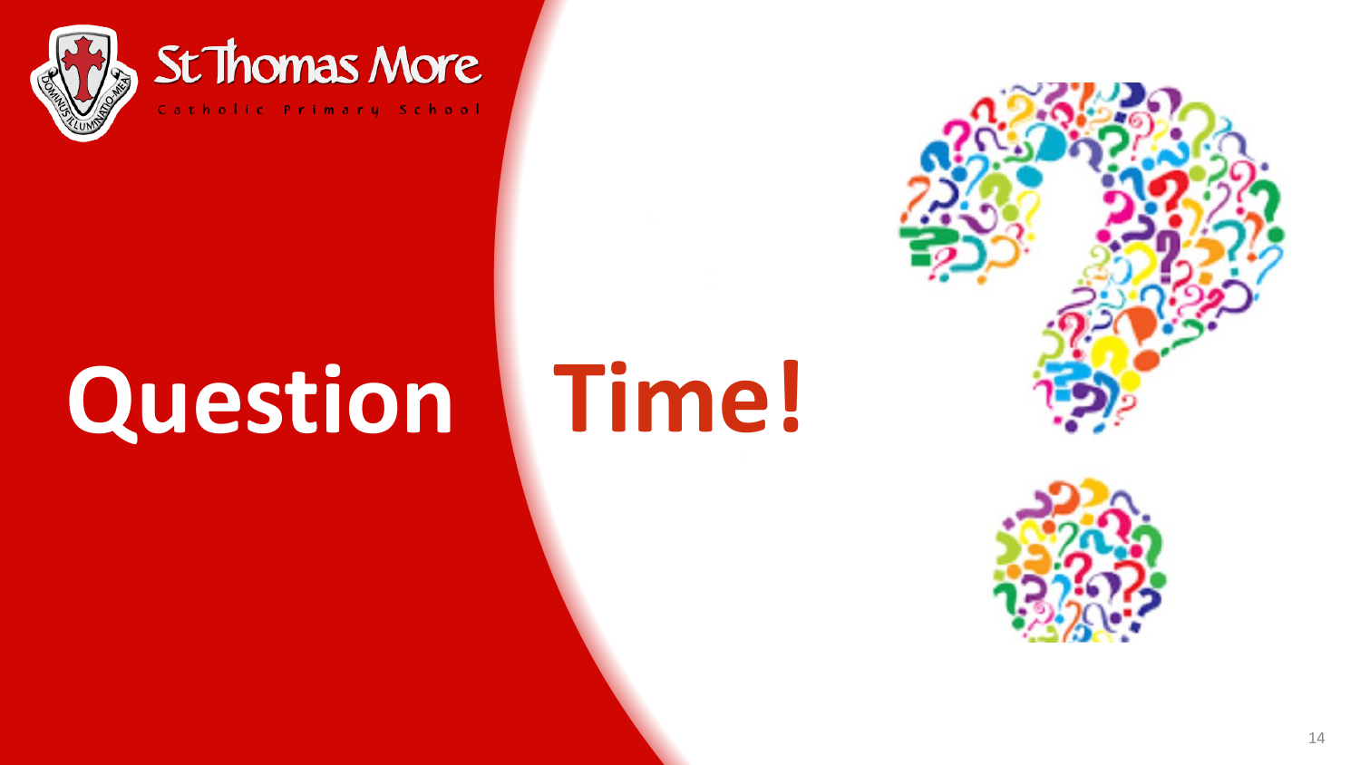St Thomas More

Catholic Primary School

# Question Time!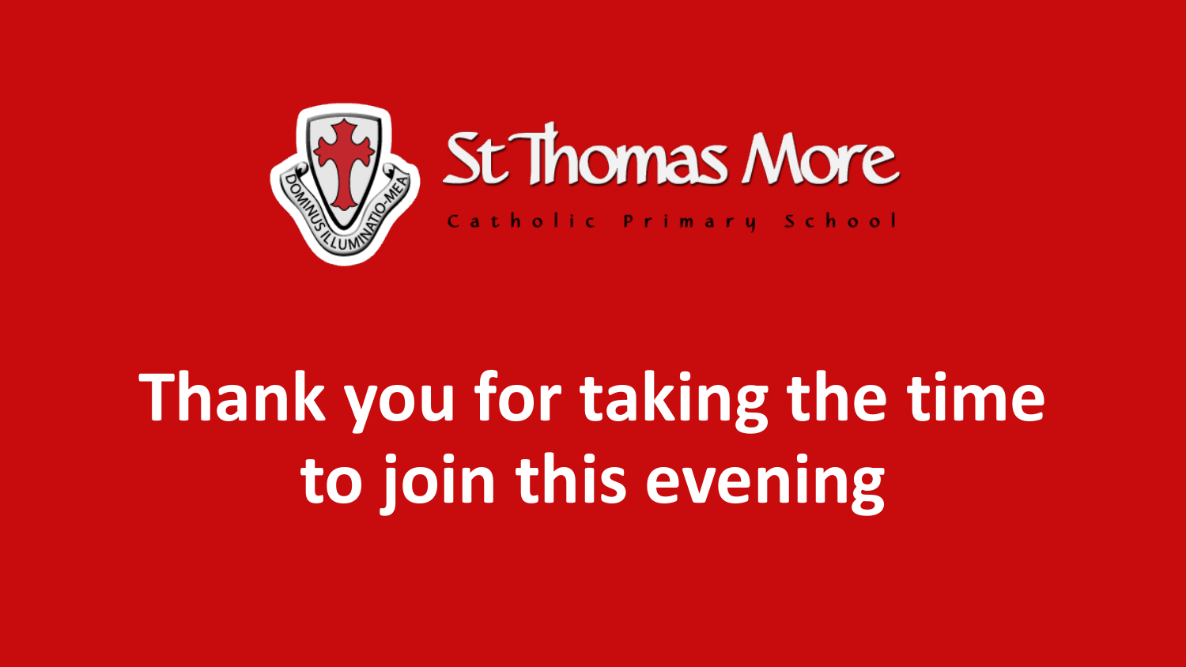St Thomas More

Catholic Primary School

# Thank you for taking the time to join this evening